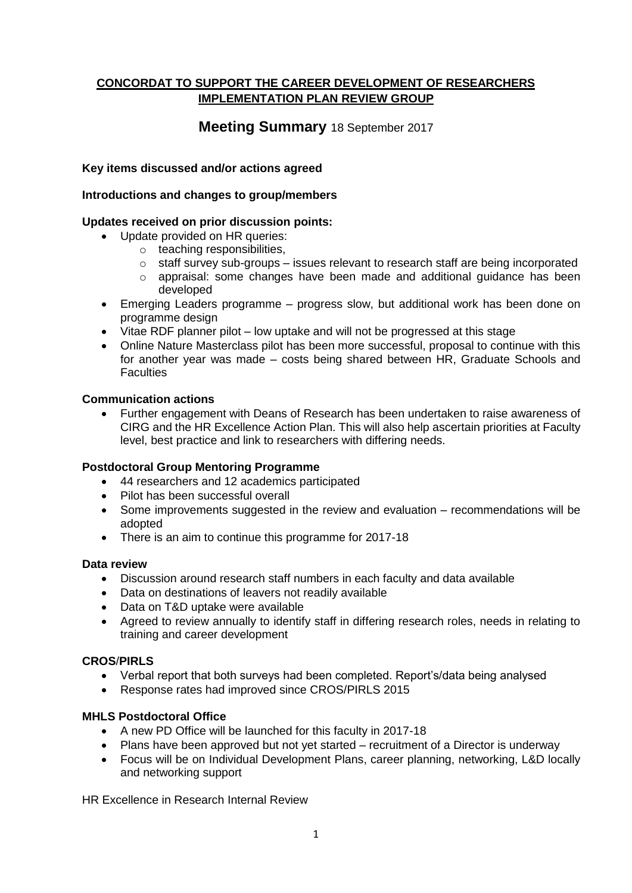**CONCORDAT TO SUPPORT THE CAREER DEVELOPMENT OF RESEARCHERS IMPLEMENTATION PLAN REVIEW GROUP**

# Meeting Summary 18 September 2017

**Key items discussed and/or actions agreed**

**Introductions and changes to group/members**

**Updates received on prior discussion points:**

- Update provided on HR queries:
  - teaching responsibilities,
  - staff survey sub-groups – issues relevant to research staff are being incorporated
  - appraisal: some changes have been made and additional guidance has been developed
- Emerging Leaders programme – progress slow, but additional work has been done on programme design
- Vitae RDF planner pilot – low uptake and will not be progressed at this stage
- Online Nature Masterclass pilot has been more successful, proposal to continue with this for another year was made – costs being shared between HR, Graduate Schools and Faculties

**Communication actions**

- Further engagement with Deans of Research has been undertaken to raise awareness of CIRG and the HR Excellence Action Plan. This will also help ascertain priorities at Faculty level, best practice and link to researchers with differing needs.

**Postdoctoral Group Mentoring Programme**

- 44 researchers and 12 academics participated
- Pilot has been successful overall
- Some improvements suggested in the review and evaluation – recommendations will be adopted
- There is an aim to continue this programme for 2017-18

**Data review**

- Discussion around research staff numbers in each faculty and data available
- Data on destinations of leavers not readily available
- Data on T&D uptake were available
- Agreed to review annually to identify staff in differing research roles, needs in relating to training and career development

**CROS/PIRLS**

- Verbal report that both surveys had been completed. Report's/data being analysed
- Response rates had improved since CROS/PIRLS 2015

**MHLS Postdoctoral Office**

- A new PD Office will be launched for this faculty in 2017-18
- Plans have been approved but not yet started – recruitment of a Director is underway
- Focus will be on Individual Development Plans, career planning, networking, L&D locally and networking support

HR Excellence in Research Internal Review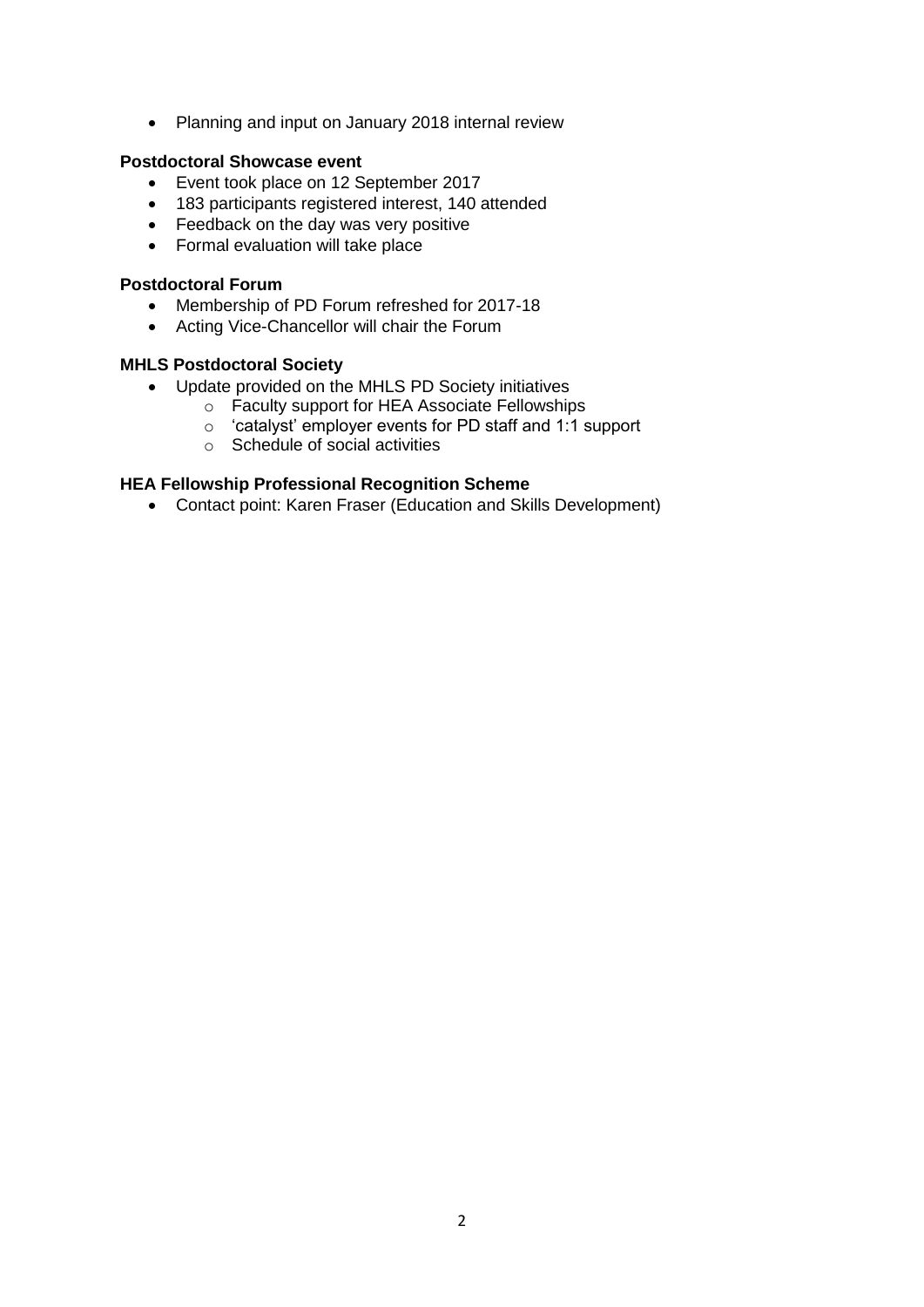- Planning and input on January 2018 internal review

**Postdoctoral Showcase event**

- Event took place on 12 September 2017
- 183 participants registered interest, 140 attended
- Feedback on the day was very positive
- Formal evaluation will take place

**Postdoctoral Forum**

- Membership of PD Forum refreshed for 2017-18
- Acting Vice-Chancellor will chair the Forum

**MHLS Postdoctoral Society**

- Update provided on the MHLS PD Society initiatives
  - Faculty support for HEA Associate Fellowships
  - 'catalyst' employer events for PD staff and 1:1 support
  - Schedule of social activities

**HEA Fellowship Professional Recognition Scheme**

- Contact point: Karen Fraser (Education and Skills Development)